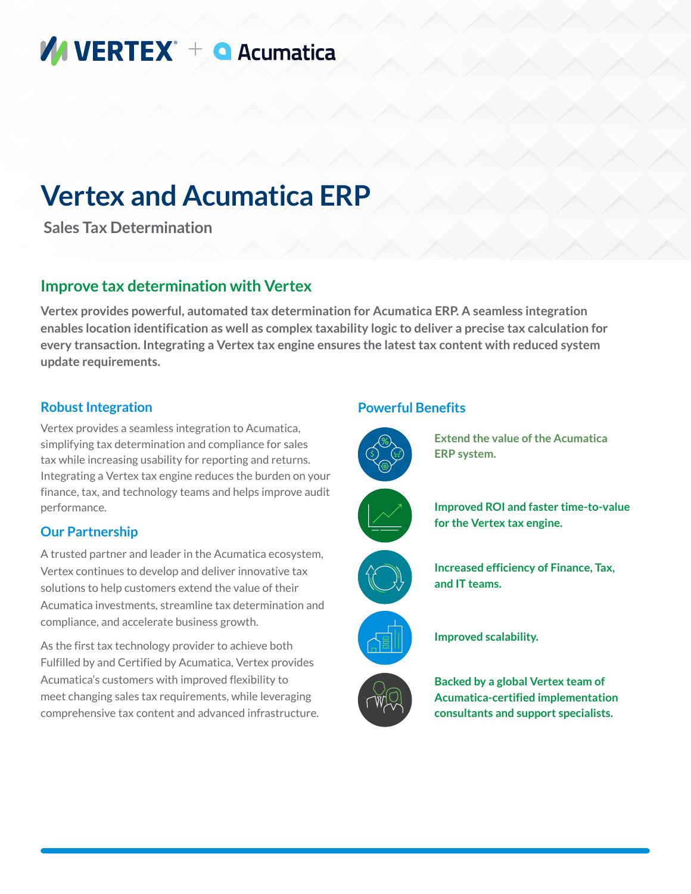VERTEX + Acumatica

# Vertex and Acumatica ERP

**Sales Tax Determination**

## Improve tax determination with Vertex

**Vertex provides powerful, automated tax determination for Acumatica ERP. A seamless integration enables location identification as well as complex taxability logic to deliver a precise tax calculation for every transaction. Integrating a Vertex tax engine ensures the latest tax content with reduced system update requirements.**

### Robust Integration

Vertex provides a seamless integration to Acumatica, simplifying tax determination and compliance for sales tax while increasing usability for reporting and returns. Integrating a Vertex tax engine reduces the burden on your finance, tax, and technology teams and helps improve audit performance.

### Our Partnership

A trusted partner and leader in the Acumatica ecosystem, Vertex continues to develop and deliver innovative tax solutions to help customers extend the value of their Acumatica investments, streamline tax determination and compliance, and accelerate business growth.

As the first tax technology provider to achieve both Fulfilled by and Certified by Acumatica, Vertex provides Acumatica's customers with improved flexibility to meet changing sales tax requirements, while leveraging comprehensive tax content and advanced infrastructure.

### Powerful Benefits

- **Extend the value of the Acumatica ERP system.**
- **Improved ROI and faster time-to-value for the Vertex tax engine.**
- **Increased efficiency of Finance, Tax, and IT teams.**
- **Improved scalability.**
- **Backed by a global Vertex team of Acumatica-certified implementation consultants and support specialists.**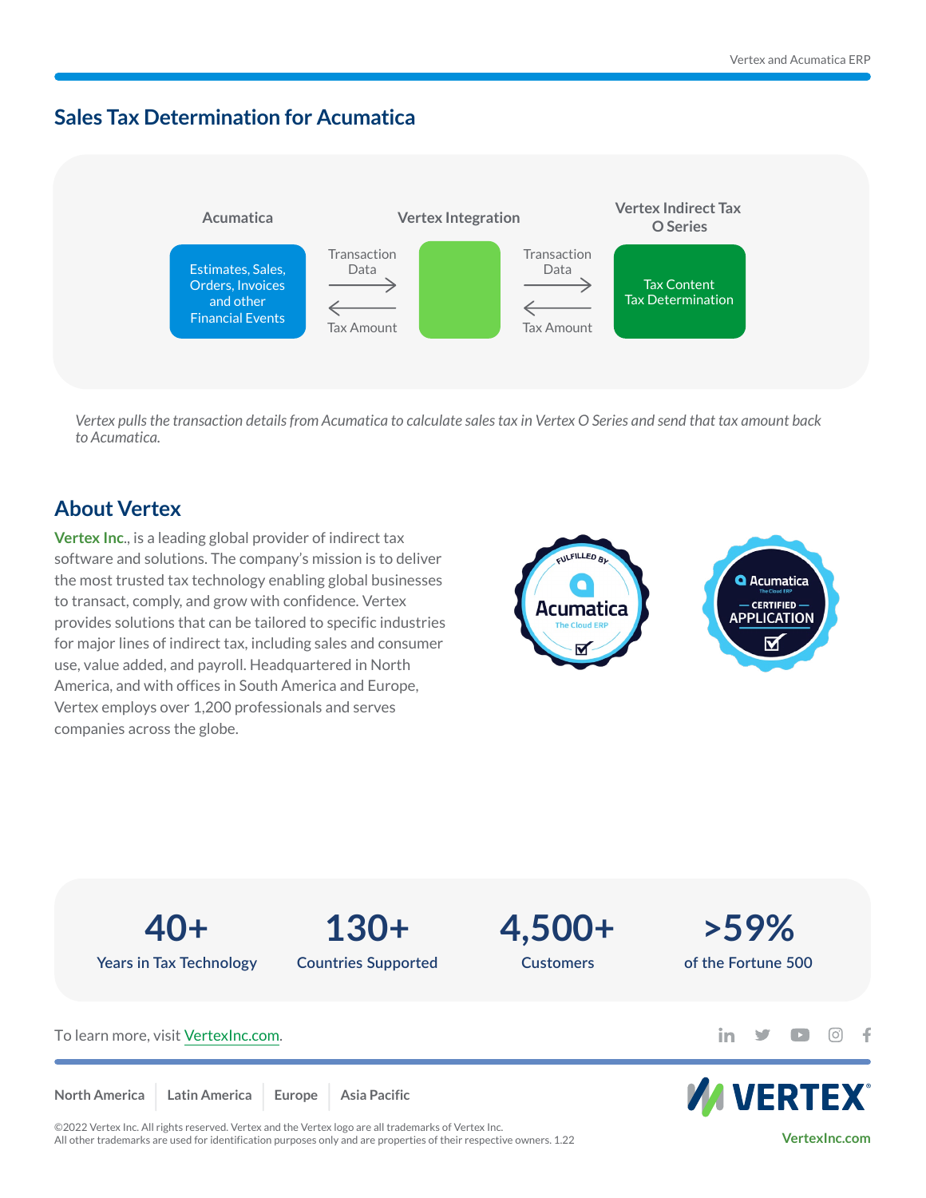## Sales Tax Determination for Acumatica

Acumatica

Estimates, Sales, Orders, Invoices and other Financial Events

Transaction Data

Tax Amount

Vertex Integration

Transaction Data

Tax Amount

Vertex Indirect Tax O Series

Tax Content Tax Determination

*Vertex pulls the transaction details from Acumatica to calculate sales tax in Vertex O Series and send that tax amount back to Acumatica.*

## About Vertex

Vertex Inc., is a leading global provider of indirect tax software and solutions. The company's mission is to deliver the most trusted tax technology enabling global businesses to transact, comply, and grow with confidence. Vertex provides solutions that can be tailored to specific industries for major lines of indirect tax, including sales and consumer use, value added, and payroll. Headquartered in North America, and with offices in South America and Europe, Vertex employs over 1,200 professionals and serves companies across the globe.

FULFILLED BY Acumatica The Cloud ERP

Acumatica The Cloud ERP CERTIFIED APPLICATION

**40+**
Years in Tax Technology

**130+**
Countries Supported

**4,500+**
Customers

**>59%**
of the Fortune 500

To learn more, visit VertexInc.com.

North America | Latin America | Europe | Asia Pacific

VERTEX

©2022 Vertex Inc. All rights reserved. Vertex and the Vertex logo are all trademarks of Vertex Inc.
All other trademarks are used for identification purposes only and are properties of their respective owners. 1.22

VertexInc.com